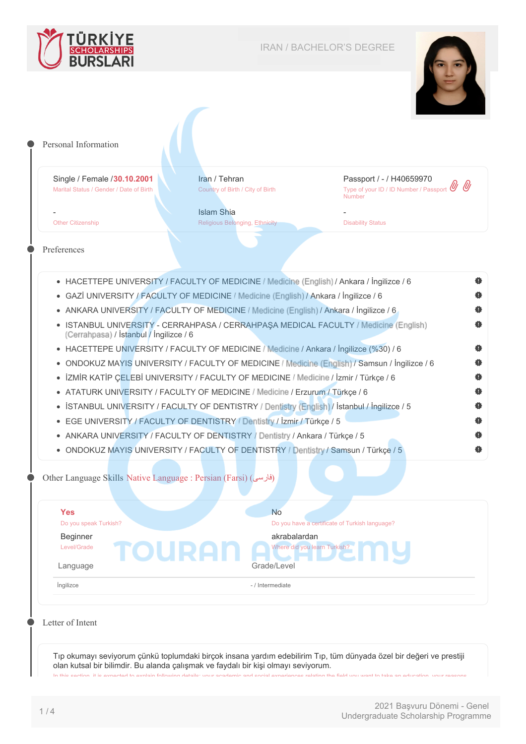# TÜRKİYE SCHOLARSHIPS BURSLARI

IRAN / BACHELOR'S DEGREE

## Personal Information

| | | |
|---|---|---|
| Single / Female /**30.10.2001**<br>Marital Status / Gender / Date of Birth | Iran / Tehran<br>Country of Birth / City of Birth | Passport / - / H40659970<br>Type of your ID / ID Number / Passport Number |
| -<br>Other Citizenship | Islam Shia<br>Religious Belonging, Ethnicity | -<br>Disability Status |

## Preferences

- HACETTEPE UNIVERSITY / FACULTY OF MEDICINE / Medicine (English) / Ankara / İngilizce / 6
- GAZİ UNIVERSITY / FACULTY OF MEDICINE / Medicine (English) / Ankara / İngilizce / 6
- ANKARA UNIVERSITY / FACULTY OF MEDICINE / Medicine (English) / Ankara / İngilizce / 6
- ISTANBUL UNIVERSITY - CERRAHPASA / CERRAHPAŞA MEDICAL FACULTY / Medicine (English) (Cerrahpasa) / İstanbul / İngilizce / 6
- HACETTEPE UNIVERSITY / FACULTY OF MEDICINE / Medicine / Ankara / İngilizce (%30) / 6
- ONDOKUZ MAYIS UNIVERSITY / FACULTY OF MEDICINE / Medicine (English) / Samsun / İngilizce / 6
- İZMİR KATİP ÇELEBİ UNIVERSITY / FACULTY OF MEDICINE / Medicine / İzmir / Türkçe / 6
- ATATURK UNIVERSITY / FACULTY OF MEDICINE / Medicine / Erzurum / Türkçe / 6
- İSTANBUL UNIVERSITY / FACULTY OF DENTISTRY / Dentistry (English) / İstanbul / İngilizce / 5
- EGE UNIVERSITY / FACULTY OF DENTISTRY / Dentistry / İzmir / Türkçe / 5
- ANKARA UNIVERSITY / FACULTY OF DENTISTRY / Dentistry / Ankara / Türkçe / 5
- ONDOKUZ MAYIS UNIVERSITY / FACULTY OF DENTISTRY / Dentistry / Samsun / Türkçe / 5

## Other Language Skills Native Language : Persian (Farsi) (فارسی)

| | |
|---|---|
| **Yes**<br>Do you speak Turkish? | No<br>Do you have a certificate of Turkish language? |
| Beginner<br>Level/Grade | akrabalardan<br>Where did you learn Turkish? |

| Language | Grade/Level |
|---|---|
| İngilizce | - / Intermediate |

## Letter of Intent

Tıp okumayı seviyorum çünkü toplumdaki birçok insana yardım edebilirim Tıp, tüm dünyada özel bir değeri ve prestiji olan kutsal bir bilimdir. Bu alanda çalışmak ve faydalı bir kişi olmayı seviyorum.

In this section, it is expected to explain following details: your academic and social experiences relating the field you want to take an education, your reasons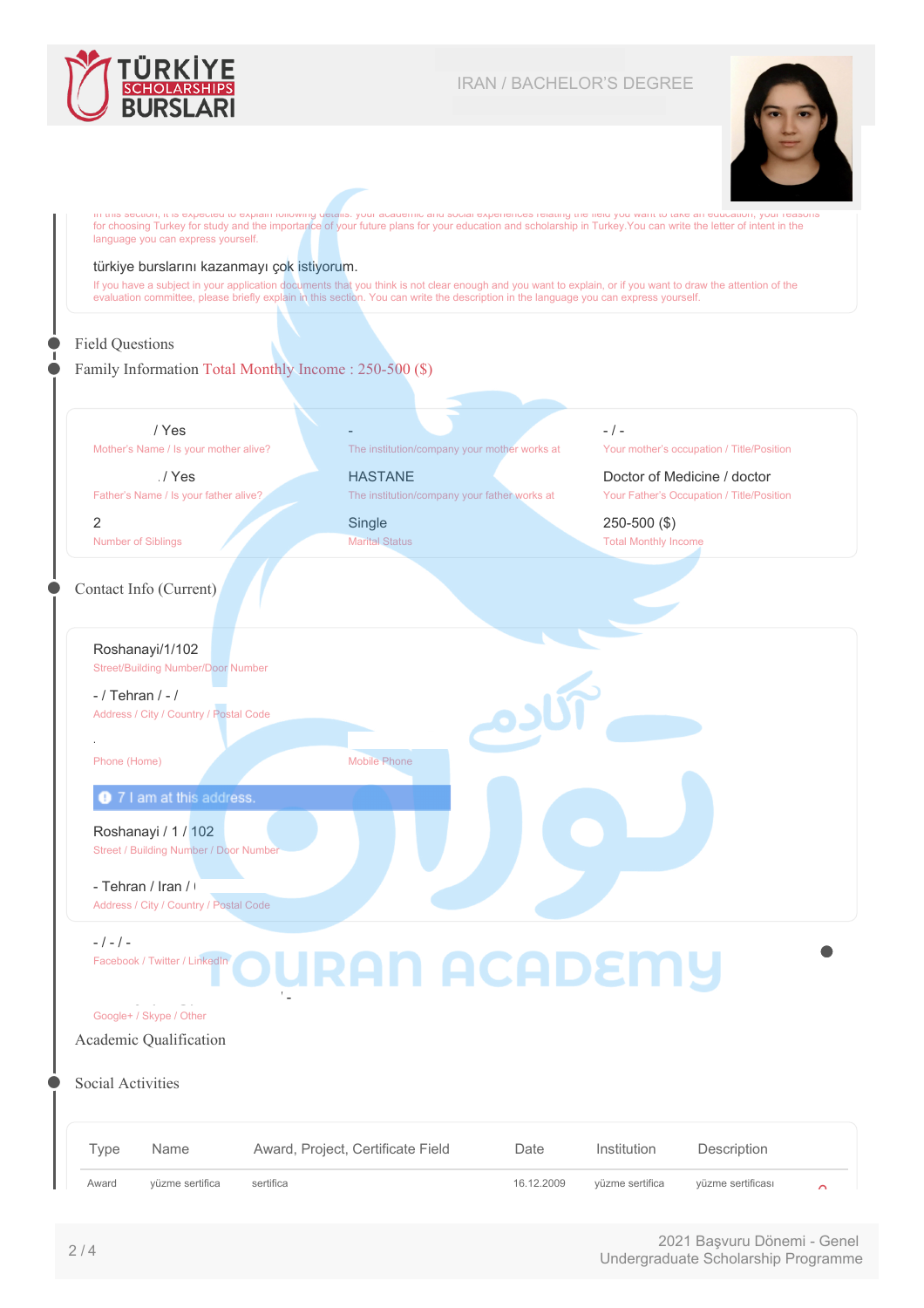IRAN / BACHELOR'S DEGREE

In this section, it is expected to explain following details: your academic and social experiences relating the field you want to take an education, your reasons for choosing Turkey for study and the importance of your future plans for your education and scholarship in Turkey.You can write the letter of intent in the language you can express yourself.

türkiye burslarını kazanmayı çok istiyorum.

If you have a subject in your application documents that you think is not clear enough and you want to explain, or if you want to draw the attention of the evaluation committee, please briefly explain in this section. You can write the description in the language you can express yourself.

## Field Questions

## Family Information Total Monthly Income : 250-500 ($)

/ Yes
Mother's Name / Is your mother alive?

-
The institution/company your mother works at

- / -
Your mother's occupation / Title/Position

/ Yes
Father's Name / Is your father alive?

HASTANE
The institution/company your father works at

Doctor of Medicine / doctor
Your Father's Occupation / Title/Position

2
Number of Siblings

Single
Marital Status

250-500 ($)
Total Monthly Income

## Contact Info (Current)

Roshanayi/1/102
Street/Building Number/Door Number

- / Tehran / - /
Address / City / Country / Postal Code

.
Phone (Home)

Mobile Phone

7 I am at this address.

Roshanayi / 1 / 102
Street / Building Number / Door Number

- Tehran / Iran /
Address / City / Country / Postal Code

- / - / -
Facebook / Twitter / LinkedIn

Google+ / Skype / Other

## Academic Qualification

## Social Activities

| Type | Name | Award, Project, Certificate Field | Date | Institution | Description |
|---|---|---|---|---|---|
| Award | yüzme sertifica | sertifica | 16.12.2009 | yüzme sertifica | yüzme sertifikası |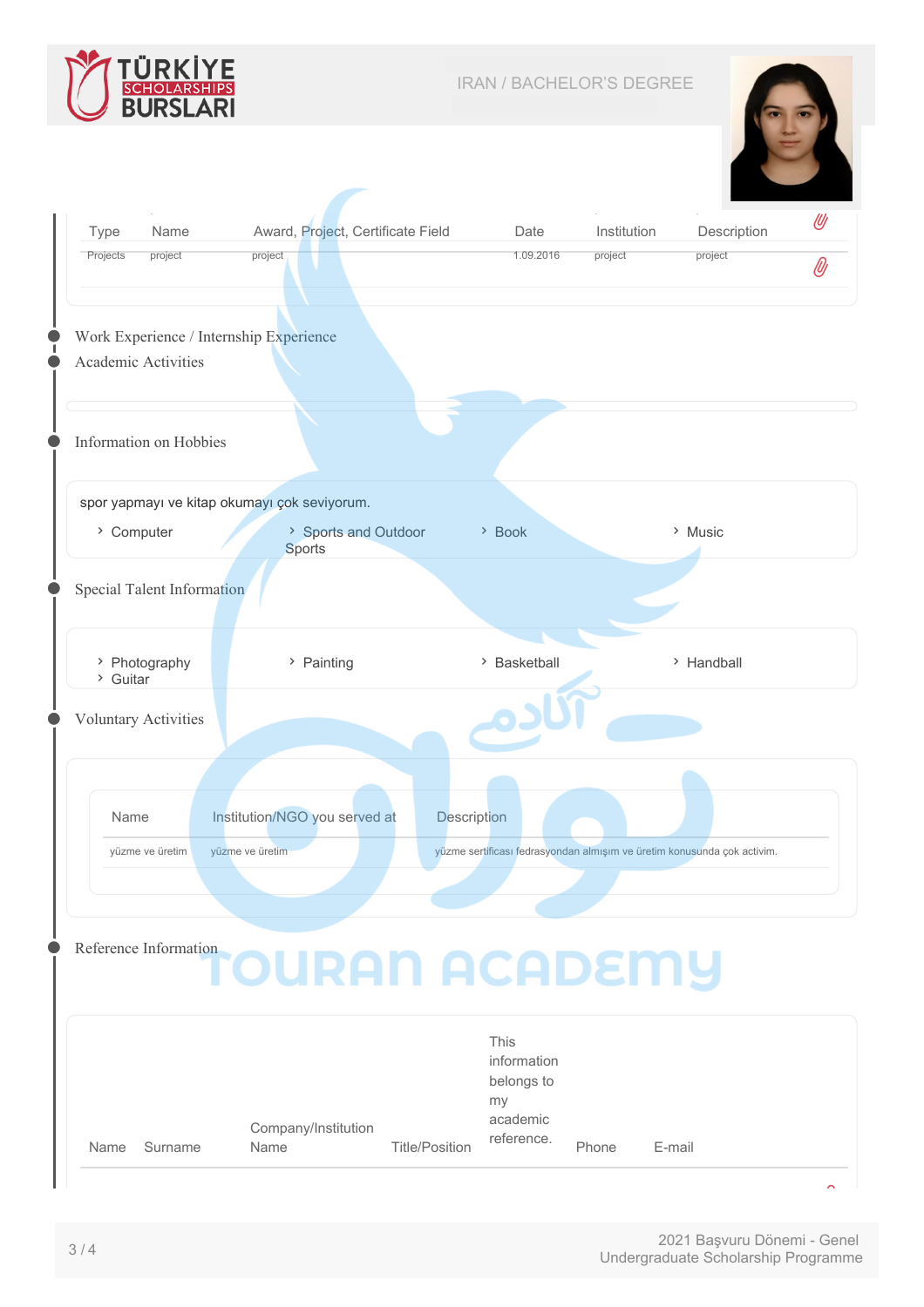| Type | Name | Award, Project, Certificate Field | Date | Institution | Description |
|---|---|---|---|---|---|
| Projects | project | project | 1.09.2016 | project | project |

## Work Experience / Internship Experience

## Academic Activities

## Information on Hobbies

spor yapmayı ve kitap okumayı çok seviyorum.

- Computer
- Sports and Outdoor Sports
- Book
- Music

## Special Talent Information

- Photography
- Guitar
- Painting
- Basketball
- Handball

## Voluntary Activities

| Name | Institution/NGO you served at | Description |
|---|---|---|
| yüzme ve üretim | yüzme ve üretim | yüzme sertifikası fedrasyondan almışım ve üretim konusunda çok activim. |

## Reference Information

| Name | Surname | Company/Institution Name | Title/Position | This information belongs to my academic reference. | Phone | E-mail |
|---|---|---|---|---|---|---|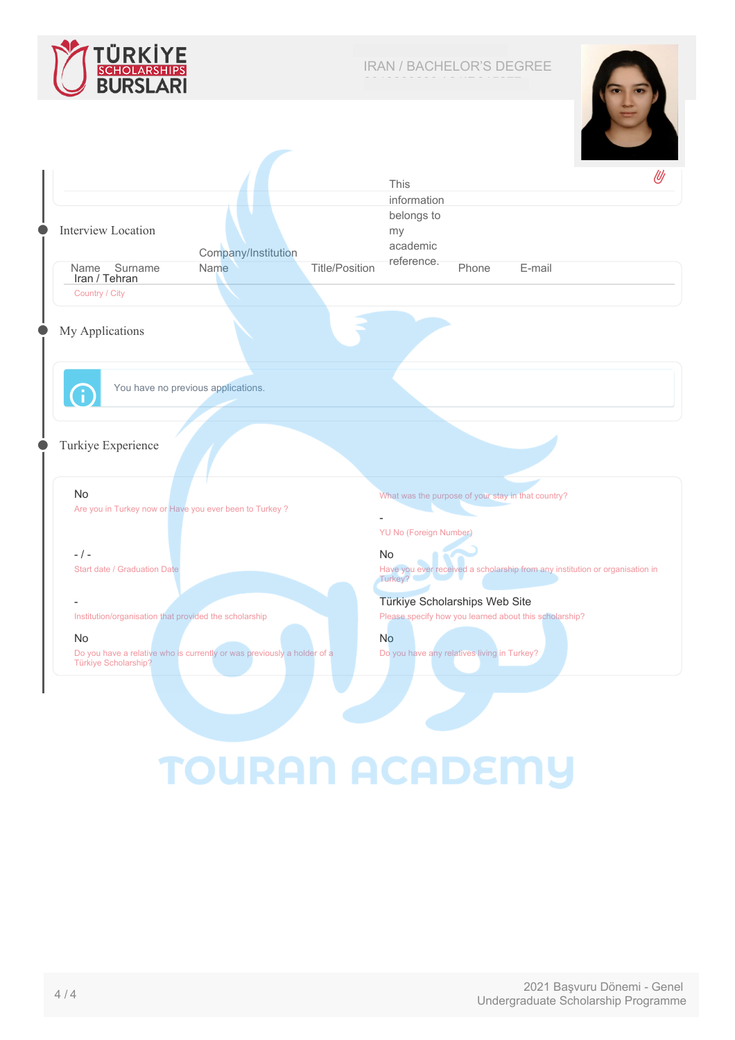Interview Location

| Name Surname | Company/Institution Name | Title/Position | This information belongs to my academic reference. | Phone | E-mail |
|---|---|---|---|---|---|

Iran / Tehran
Country / City

## My Applications

You have no previous applications.

## Turkiye Experience

No
Are you in Turkey now or Have you ever been to Turkey ?

What was the purpose of your stay in that country?

-
YU No (Foreign Number)

- / -
Start date / Graduation Date

No
Have you ever received a scholarship from any institution or organisation in Turkey?

-
Institution/organisation that provided the scholarship

Türkiye Scholarships Web Site
Please specify how you learned about this scholarship?

No
Do you have a relative who is currently or was previously a holder of a Türkiye Scholarship?

No
Do you have any relatives living in Turkey?

TOURAN ACADEMY

2021 Başvuru Dönemi - Genel
Undergraduate Scholarship Programme